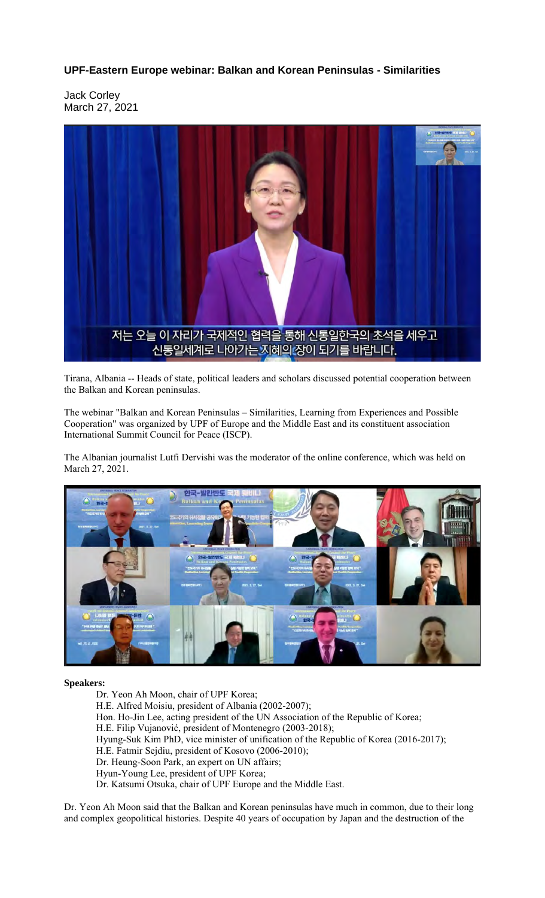**UPF-Eastern Europe webinar: Balkan and Korean Peninsulas - Similarities**

Jack Corley
March 27, 2021

Tirana, Albania -- Heads of state, political leaders and scholars discussed potential cooperation between the Balkan and Korean peninsulas.

The webinar "Balkan and Korean Peninsulas – Similarities, Learning from Experiences and Possible Cooperation" was organized by UPF of Europe and the Middle East and its constituent association International Summit Council for Peace (ISCP).

The Albanian journalist Lutfi Dervishi was the moderator of the online conference, which was held on March 27, 2021.

**Speakers:**

- Dr. Yeon Ah Moon, chair of UPF Korea;
- H.E. Alfred Moisiu, president of Albania (2002-2007);
- Hon. Ho-Jin Lee, acting president of the UN Association of the Republic of Korea;
- H.E. Filip Vujanović, president of Montenegro (2003-2018);
- Hyung-Suk Kim PhD, vice minister of unification of the Republic of Korea (2016-2017);
- H.E. Fatmir Sejdiu, president of Kosovo (2006-2010);
- Dr. Heung-Soon Park, an expert on UN affairs;
- Hyun-Young Lee, president of UPF Korea;
- Dr. Katsumi Otsuka, chair of UPF Europe and the Middle East.

Dr. Yeon Ah Moon said that the Balkan and Korean peninsulas have much in common, due to their long and complex geopolitical histories. Despite 40 years of occupation by Japan and the destruction of the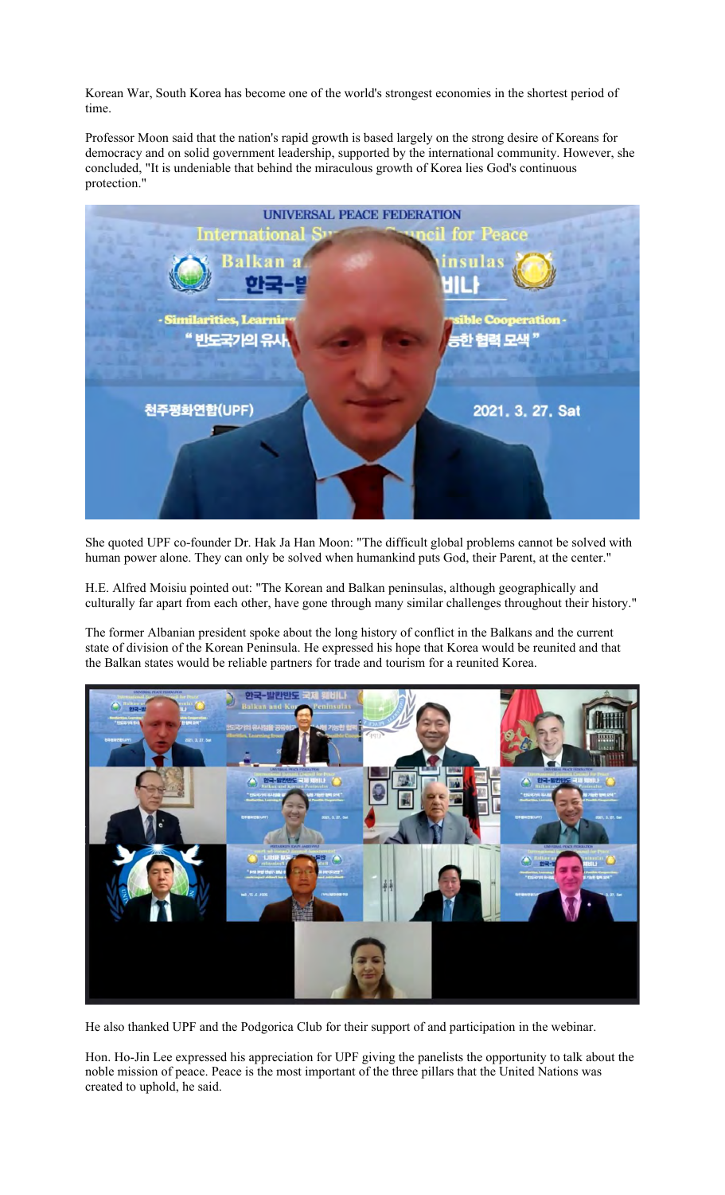Korean War, South Korea has become one of the world's strongest economies in the shortest period of time.

Professor Moon said that the nation's rapid growth is based largely on the strong desire of Koreans for democracy and on solid government leadership, supported by the international community. However, she concluded, "It is undeniable that behind the miraculous growth of Korea lies God's continuous protection."

She quoted UPF co-founder Dr. Hak Ja Han Moon: "The difficult global problems cannot be solved with human power alone. They can only be solved when humankind puts God, their Parent, at the center."

H.E. Alfred Moisiu pointed out: "The Korean and Balkan peninsulas, although geographically and culturally far apart from each other, have gone through many similar challenges throughout their history."

The former Albanian president spoke about the long history of conflict in the Balkans and the current state of division of the Korean Peninsula. He expressed his hope that Korea would be reunited and that the Balkan states would be reliable partners for trade and tourism for a reunited Korea.

He also thanked UPF and the Podgorica Club for their support of and participation in the webinar.

Hon. Ho-Jin Lee expressed his appreciation for UPF giving the panelists the opportunity to talk about the noble mission of peace. Peace is the most important of the three pillars that the United Nations was created to uphold, he said.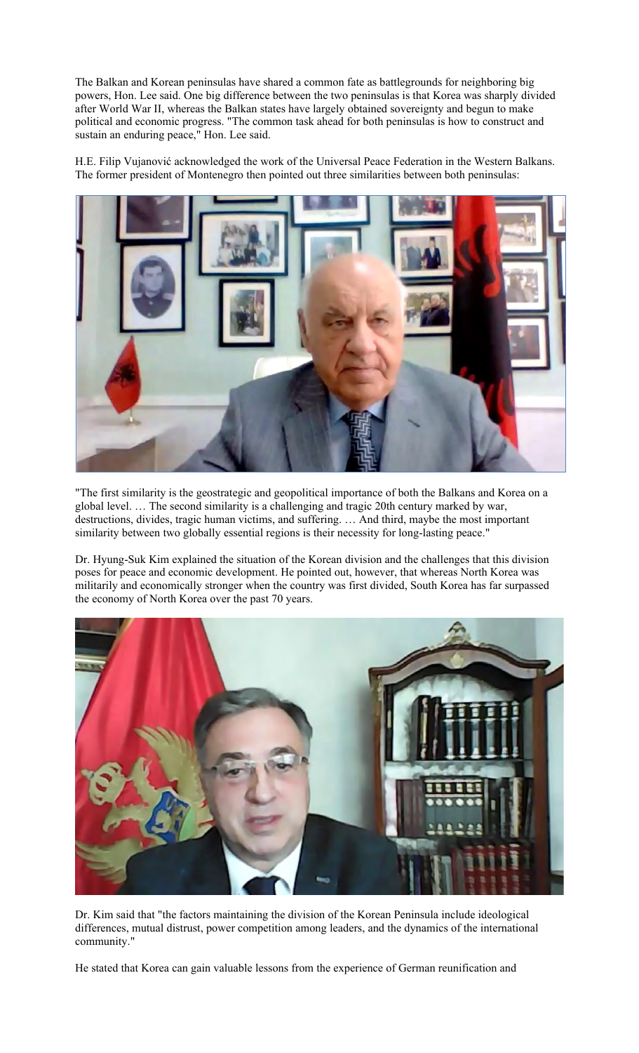The Balkan and Korean peninsulas have shared a common fate as battlegrounds for neighboring big powers, Hon. Lee said. One big difference between the two peninsulas is that Korea was sharply divided after World War II, whereas the Balkan states have largely obtained sovereignty and begun to make political and economic progress. "The common task ahead for both peninsulas is how to construct and sustain an enduring peace," Hon. Lee said.

H.E. Filip Vujanović acknowledged the work of the Universal Peace Federation in the Western Balkans. The former president of Montenegro then pointed out three similarities between both peninsulas:

"The first similarity is the geostrategic and geopolitical importance of both the Balkans and Korea on a global level. … The second similarity is a challenging and tragic 20th century marked by war, destructions, divides, tragic human victims, and suffering. … And third, maybe the most important similarity between two globally essential regions is their necessity for long-lasting peace."

Dr. Hyung-Suk Kim explained the situation of the Korean division and the challenges that this division poses for peace and economic development. He pointed out, however, that whereas North Korea was militarily and economically stronger when the country was first divided, South Korea has far surpassed the economy of North Korea over the past 70 years.

Dr. Kim said that "the factors maintaining the division of the Korean Peninsula include ideological differences, mutual distrust, power competition among leaders, and the dynamics of the international community."

He stated that Korea can gain valuable lessons from the experience of German reunification and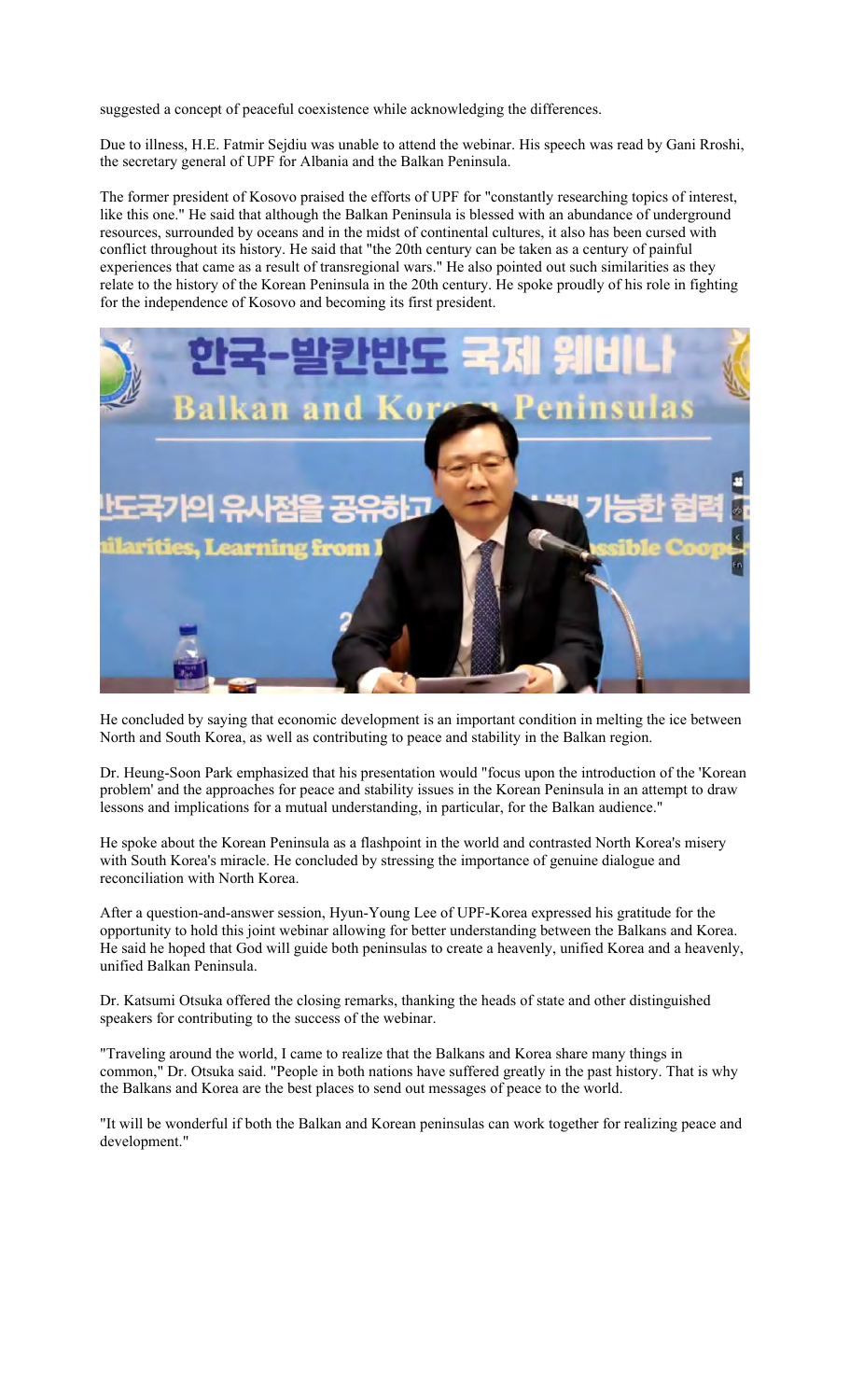suggested a concept of peaceful coexistence while acknowledging the differences.

Due to illness, H.E. Fatmir Sejdiu was unable to attend the webinar. His speech was read by Gani Rroshi, the secretary general of UPF for Albania and the Balkan Peninsula.

The former president of Kosovo praised the efforts of UPF for "constantly researching topics of interest, like this one." He said that although the Balkan Peninsula is blessed with an abundance of underground resources, surrounded by oceans and in the midst of continental cultures, it also has been cursed with conflict throughout its history. He said that "the 20th century can be taken as a century of painful experiences that came as a result of transregional wars." He also pointed out such similarities as they relate to the history of the Korean Peninsula in the 20th century. He spoke proudly of his role in fighting for the independence of Kosovo and becoming its first president.

He concluded by saying that economic development is an important condition in melting the ice between North and South Korea, as well as contributing to peace and stability in the Balkan region.

Dr. Heung-Soon Park emphasized that his presentation would "focus upon the introduction of the 'Korean problem' and the approaches for peace and stability issues in the Korean Peninsula in an attempt to draw lessons and implications for a mutual understanding, in particular, for the Balkan audience."

He spoke about the Korean Peninsula as a flashpoint in the world and contrasted North Korea's misery with South Korea's miracle. He concluded by stressing the importance of genuine dialogue and reconciliation with North Korea.

After a question-and-answer session, Hyun-Young Lee of UPF-Korea expressed his gratitude for the opportunity to hold this joint webinar allowing for better understanding between the Balkans and Korea. He said he hoped that God will guide both peninsulas to create a heavenly, unified Korea and a heavenly, unified Balkan Peninsula.

Dr. Katsumi Otsuka offered the closing remarks, thanking the heads of state and other distinguished speakers for contributing to the success of the webinar.

"Traveling around the world, I came to realize that the Balkans and Korea share many things in common," Dr. Otsuka said. "People in both nations have suffered greatly in the past history. That is why the Balkans and Korea are the best places to send out messages of peace to the world.

"It will be wonderful if both the Balkan and Korean peninsulas can work together for realizing peace and development."